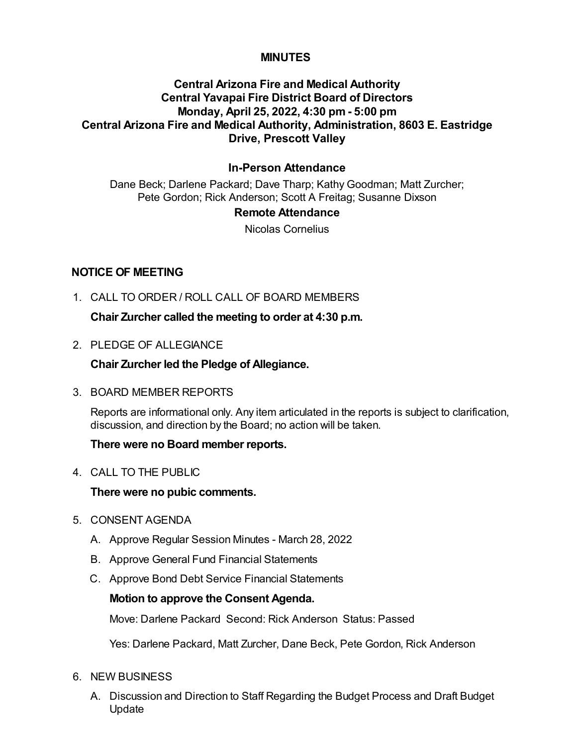# MINUTES

## Central Arizona Fire and Medical Authority
## Central Yavapai Fire District Board of Directors
## Monday, April 25, 2022, 4:30 pm - 5:00 pm
## Central Arizona Fire and Medical Authority, Administration, 8603 E. Eastridge Drive, Prescott Valley

### In-Person Attendance

Dane Beck; Darlene Packard; Dave Tharp; Kathy Goodman; Matt Zurcher; Pete Gordon; Rick Anderson; Scott A Freitag; Susanne Dixson

### Remote Attendance

Nicolas Cornelius

## NOTICE OF MEETING

1. CALL TO ORDER / ROLL CALL OF BOARD MEMBERS

   **Chair Zurcher called the meeting to order at 4:30 p.m.**

2. PLEDGE OF ALLEGIANCE

   **Chair Zurcher led the Pledge of Allegiance.**

3. BOARD MEMBER REPORTS

   Reports are informational only. Any item articulated in the reports is subject to clarification, discussion, and direction by the Board; no action will be taken.

   **There were no Board member reports.**

4. CALL TO THE PUBLIC

   **There were no pubic comments.**

5. CONSENT AGENDA

   A. Approve Regular Session Minutes - March 28, 2022

   B. Approve General Fund Financial Statements

   C. Approve Bond Debt Service Financial Statements

   **Motion to approve the Consent Agenda.**

   Move: Darlene Packard Second: Rick Anderson Status: Passed

   Yes: Darlene Packard, Matt Zurcher, Dane Beck, Pete Gordon, Rick Anderson

6. NEW BUSINESS

   A. Discussion and Direction to Staff Regarding the Budget Process and Draft Budget Update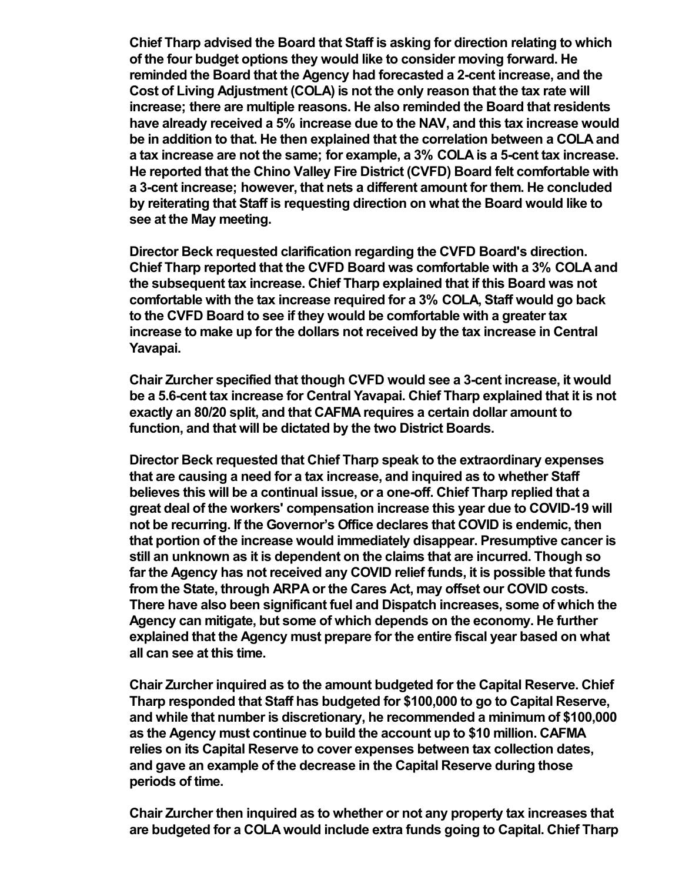**Chief Tharp advised the Board that Staff is asking for direction relating to which of the four budget options they would like to consider moving forward. He reminded the Board that the Agency had forecasted a 2-cent increase, and the Cost of Living Adjustment (COLA) is not the only reason that the tax rate will increase; there are multiple reasons. He also reminded the Board that residents have already received a 5% increase due to the NAV, and this tax increase would be in addition to that. He then explained that the correlation between a COLA and a tax increase are not the same; for example, a 3% COLA is a 5-cent tax increase. He reported that the Chino Valley Fire District (CVFD) Board felt comfortable with a 3-cent increase; however, that nets a different amount for them. He concluded by reiterating that Staff is requesting direction on what the Board would like to see at the May meeting.**

**Director Beck requested clarification regarding the CVFD Board's direction. Chief Tharp reported that the CVFD Board was comfortable with a 3% COLA and the subsequent tax increase. Chief Tharp explained that if this Board was not comfortable with the tax increase required for a 3% COLA, Staff would go back to the CVFD Board to see if they would be comfortable with a greater tax increase to make up for the dollars not received by the tax increase in Central Yavapai.**

**Chair Zurcher specified that though CVFD would see a 3-cent increase, it would be a 5.6-cent tax increase for Central Yavapai. Chief Tharp explained that it is not exactly an 80/20 split, and that CAFMA requires a certain dollar amount to function, and that will be dictated by the two District Boards.**

**Director Beck requested that Chief Tharp speak to the extraordinary expenses that are causing a need for a tax increase, and inquired as to whether Staff believes this will be a continual issue, or a one-off. Chief Tharp replied that a great deal of the workers' compensation increase this year due to COVID-19 will not be recurring. If the Governor's Office declares that COVID is endemic, then that portion of the increase would immediately disappear. Presumptive cancer is still an unknown as it is dependent on the claims that are incurred. Though so far the Agency has not received any COVID relief funds, it is possible that funds from the State, through ARPA or the Cares Act, may offset our COVID costs. There have also been significant fuel and Dispatch increases, some of which the Agency can mitigate, but some of which depends on the economy. He further explained that the Agency must prepare for the entire fiscal year based on what all can see at this time.**

**Chair Zurcher inquired as to the amount budgeted for the Capital Reserve. Chief Tharp responded that Staff has budgeted for $100,000 to go to Capital Reserve, and while that number is discretionary, he recommended a minimum of $100,000 as the Agency must continue to build the account up to $10 million. CAFMA relies on its Capital Reserve to cover expenses between tax collection dates, and gave an example of the decrease in the Capital Reserve during those periods of time.**

**Chair Zurcher then inquired as to whether or not any property tax increases that are budgeted for a COLA would include extra funds going to Capital. Chief Tharp**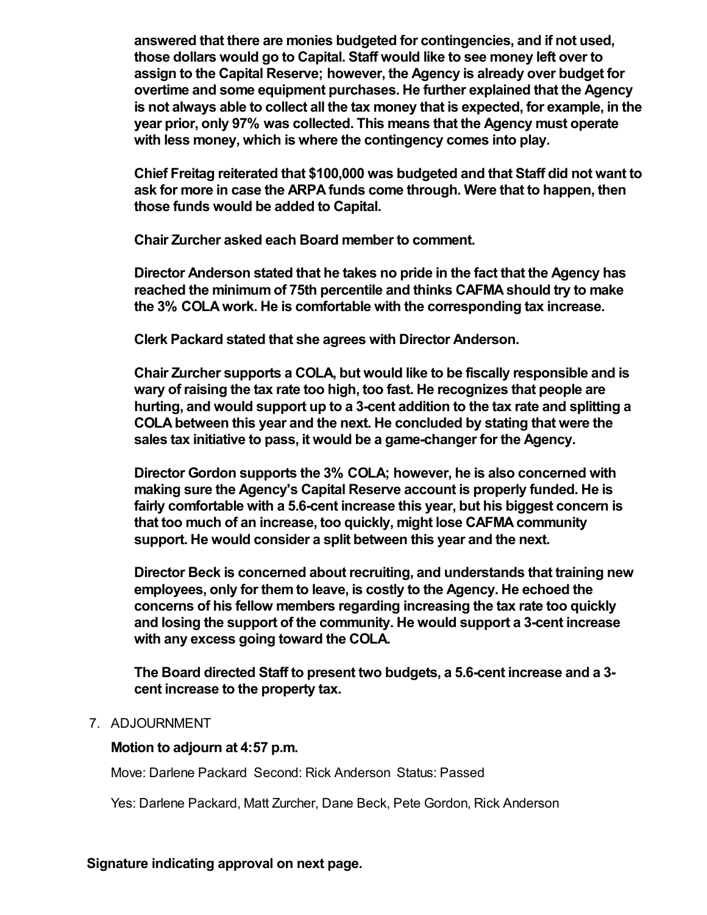**answered that there are monies budgeted for contingencies, and if not used, those dollars would go to Capital. Staff would like to see money left over to assign to the Capital Reserve; however, the Agency is already over budget for overtime and some equipment purchases. He further explained that the Agency is not always able to collect all the tax money that is expected, for example, in the year prior, only 97% was collected. This means that the Agency must operate with less money, which is where the contingency comes into play.**

**Chief Freitag reiterated that $100,000 was budgeted and that Staff did not want to ask for more in case the ARPA funds come through. Were that to happen, then those funds would be added to Capital.**

**Chair Zurcher asked each Board member to comment.**

**Director Anderson stated that he takes no pride in the fact that the Agency has reached the minimum of 75th percentile and thinks CAFMA should try to make the 3% COLA work. He is comfortable with the corresponding tax increase.**

**Clerk Packard stated that she agrees with Director Anderson.**

**Chair Zurcher supports a COLA, but would like to be fiscally responsible and is wary of raising the tax rate too high, too fast. He recognizes that people are hurting, and would support up to a 3-cent addition to the tax rate and splitting a COLA between this year and the next. He concluded by stating that were the sales tax initiative to pass, it would be a game-changer for the Agency.**

**Director Gordon supports the 3% COLA; however, he is also concerned with making sure the Agency's Capital Reserve account is properly funded. He is fairly comfortable with a 5.6-cent increase this year, but his biggest concern is that too much of an increase, too quickly, might lose CAFMA community support. He would consider a split between this year and the next.**

**Director Beck is concerned about recruiting, and understands that training new employees, only for them to leave, is costly to the Agency. He echoed the concerns of his fellow members regarding increasing the tax rate too quickly and losing the support of the community. He would support a 3-cent increase with any excess going toward the COLA.**

**The Board directed Staff to present two budgets, a 5.6-cent increase and a 3-cent increase to the property tax.**

7. ADJOURNMENT

**Motion to adjourn at 4:57 p.m.**

Move: Darlene Packard Second: Rick Anderson Status: Passed

Yes: Darlene Packard, Matt Zurcher, Dane Beck, Pete Gordon, Rick Anderson

**Signature indicating approval on next page.**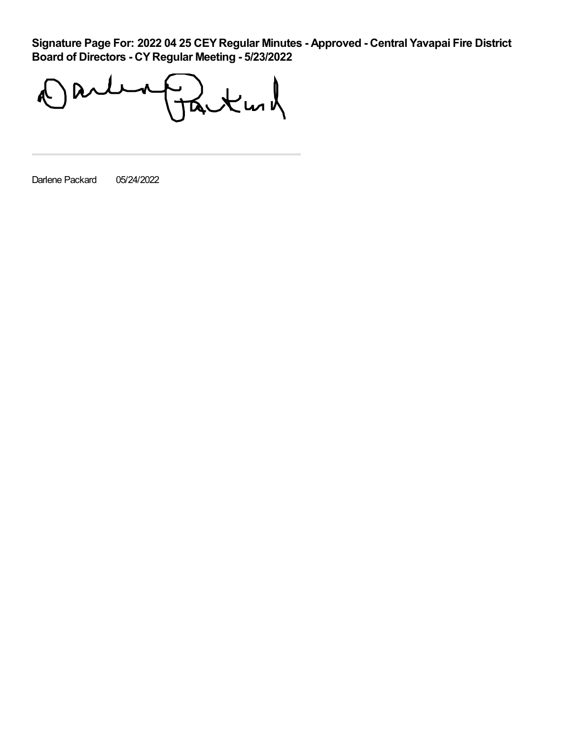**Signature Page For: 2022 04 25 CEY Regular Minutes - Approved - Central Yavapai Fire District Board of Directors - CY Regular Meeting - 5/23/2022**

Darlene Packard 05/24/2022